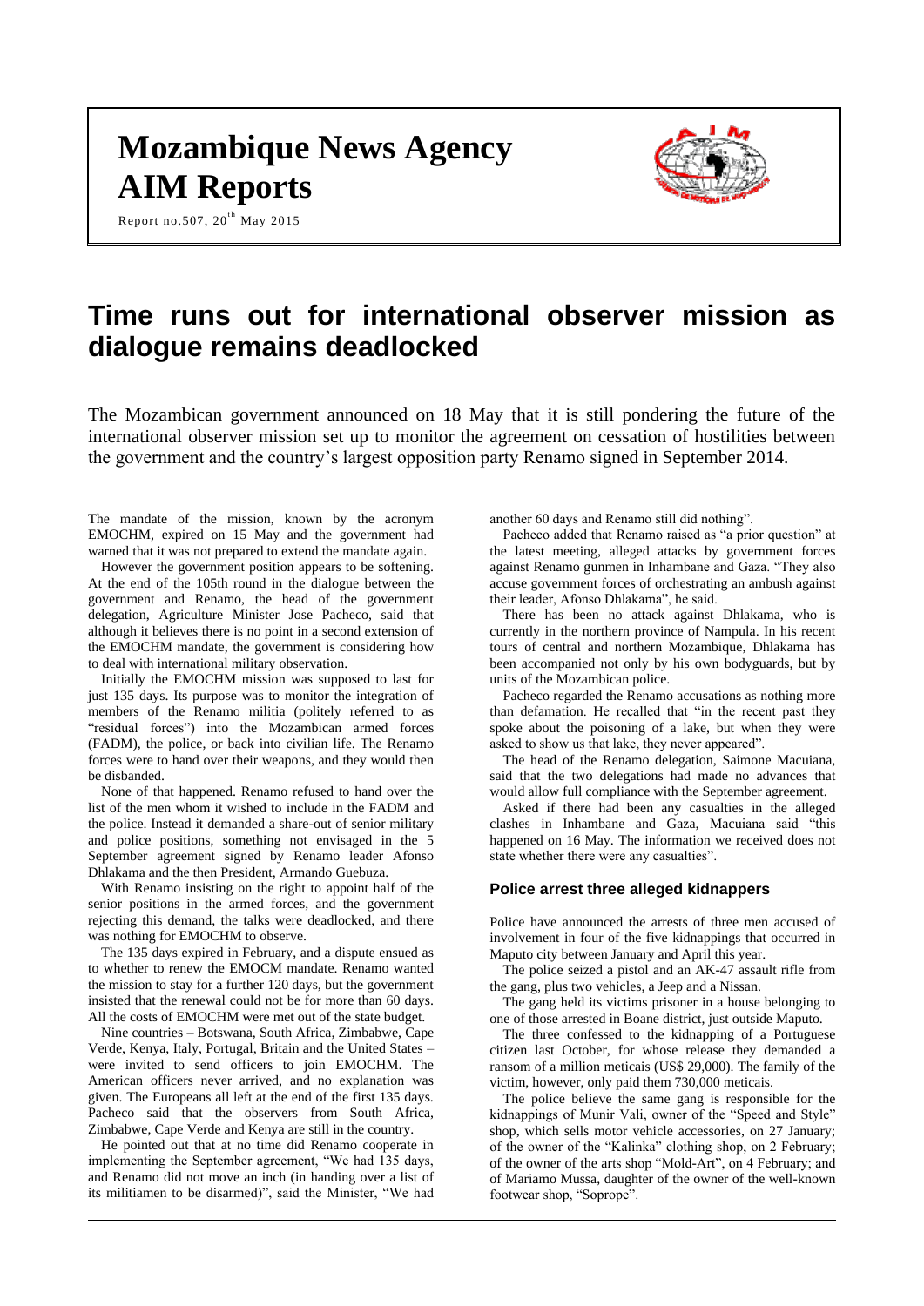# Mozambique News Agency
# AIM Reports

Report no.507, 20th May 2015

# Time runs out for international observer mission as dialogue remains deadlocked

The Mozambican government announced on 18 May that it is still pondering the future of the international observer mission set up to monitor the agreement on cessation of hostilities between the government and the country's largest opposition party Renamo signed in September 2014.

The mandate of the mission, known by the acronym EMOCHM, expired on 15 May and the government had warned that it was not prepared to extend the mandate again.

However the government position appears to be softening. At the end of the 105th round in the dialogue between the government and Renamo, the head of the government delegation, Agriculture Minister Jose Pacheco, said that although it believes there is no point in a second extension of the EMOCHM mandate, the government is considering how to deal with international military observation.

Initially the EMOCHM mission was supposed to last for just 135 days. Its purpose was to monitor the integration of members of the Renamo militia (politely referred to as "residual forces") into the Mozambican armed forces (FADM), the police, or back into civilian life. The Renamo forces were to hand over their weapons, and they would then be disbanded.

None of that happened. Renamo refused to hand over the list of the men whom it wished to include in the FADM and the police. Instead it demanded a share-out of senior military and police positions, something not envisaged in the 5 September agreement signed by Renamo leader Afonso Dhlakama and the then President, Armando Guebuza.

With Renamo insisting on the right to appoint half of the senior positions in the armed forces, and the government rejecting this demand, the talks were deadlocked, and there was nothing for EMOCHM to observe.

The 135 days expired in February, and a dispute ensued as to whether to renew the EMOCM mandate. Renamo wanted the mission to stay for a further 120 days, but the government insisted that the renewal could not be for more than 60 days. All the costs of EMOCHM were met out of the state budget.

Nine countries – Botswana, South Africa, Zimbabwe, Cape Verde, Kenya, Italy, Portugal, Britain and the United States – were invited to send officers to join EMOCHM. The American officers never arrived, and no explanation was given. The Europeans all left at the end of the first 135 days. Pacheco said that the observers from South Africa, Zimbabwe, Cape Verde and Kenya are still in the country.

He pointed out that at no time did Renamo cooperate in implementing the September agreement, "We had 135 days, and Renamo did not move an inch (in handing over a list of its militiamen to be disarmed)", said the Minister, "We had another 60 days and Renamo still did nothing".

Pacheco added that Renamo raised as "a prior question" at the latest meeting, alleged attacks by government forces against Renamo gunmen in Inhambane and Gaza. "They also accuse government forces of orchestrating an ambush against their leader, Afonso Dhlakama", he said.

There has been no attack against Dhlakama, who is currently in the northern province of Nampula. In his recent tours of central and northern Mozambique, Dhlakama has been accompanied not only by his own bodyguards, but by units of the Mozambican police.

Pacheco regarded the Renamo accusations as nothing more than defamation. He recalled that "in the recent past they spoke about the poisoning of a lake, but when they were asked to show us that lake, they never appeared".

The head of the Renamo delegation, Saimone Macuiana, said that the two delegations had made no advances that would allow full compliance with the September agreement.

Asked if there had been any casualties in the alleged clashes in Inhambane and Gaza, Macuiana said "this happened on 16 May. The information we received does not state whether there were any casualties".

## Police arrest three alleged kidnappers

Police have announced the arrests of three men accused of involvement in four of the five kidnappings that occurred in Maputo city between January and April this year.

The police seized a pistol and an AK-47 assault rifle from the gang, plus two vehicles, a Jeep and a Nissan.

The gang held its victims prisoner in a house belonging to one of those arrested in Boane district, just outside Maputo.

The three confessed to the kidnapping of a Portuguese citizen last October, for whose release they demanded a ransom of a million meticais (US$ 29,000). The family of the victim, however, only paid them 730,000 meticais.

The police believe the same gang is responsible for the kidnappings of Munir Vali, owner of the "Speed and Style" shop, which sells motor vehicle accessories, on 27 January; of the owner of the "Kalinka" clothing shop, on 2 February; of the owner of the arts shop "Mold-Art", on 4 February; and of Mariamo Mussa, daughter of the owner of the well-known footwear shop, "Soprope".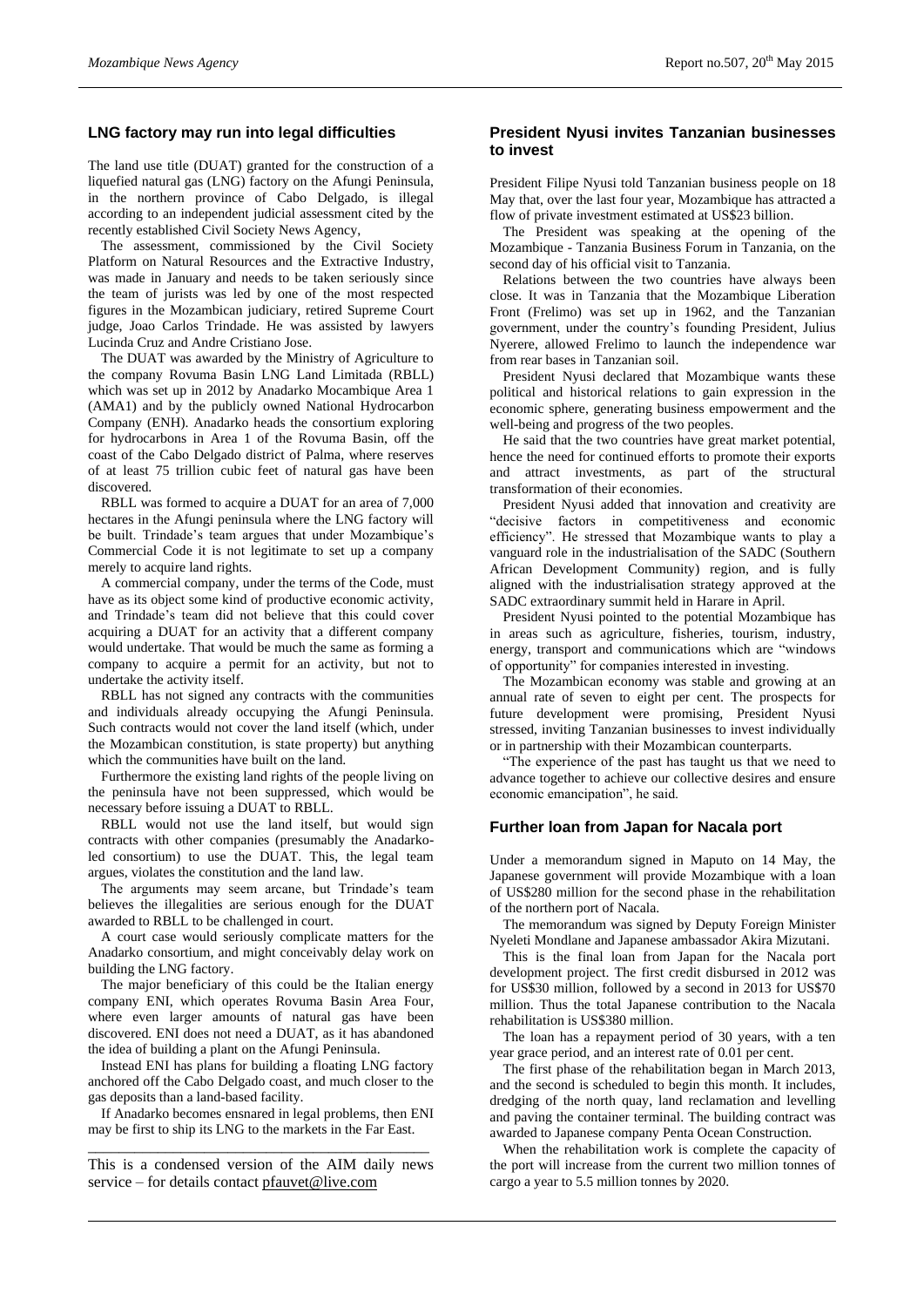## LNG factory may run into legal difficulties

The land use title (DUAT) granted for the construction of a liquefied natural gas (LNG) factory on the Afungi Peninsula, in the northern province of Cabo Delgado, is illegal according to an independent judicial assessment cited by the recently established Civil Society News Agency,

The assessment, commissioned by the Civil Society Platform on Natural Resources and the Extractive Industry, was made in January and needs to be taken seriously since the team of jurists was led by one of the most respected figures in the Mozambican judiciary, retired Supreme Court judge, Joao Carlos Trindade. He was assisted by lawyers Lucinda Cruz and Andre Cristiano Jose.

The DUAT was awarded by the Ministry of Agriculture to the company Rovuma Basin LNG Land Limitada (RBLL) which was set up in 2012 by Anadarko Mocambique Area 1 (AMA1) and by the publicly owned National Hydrocarbon Company (ENH). Anadarko heads the consortium exploring for hydrocarbons in Area 1 of the Rovuma Basin, off the coast of the Cabo Delgado district of Palma, where reserves of at least 75 trillion cubic feet of natural gas have been discovered.

RBLL was formed to acquire a DUAT for an area of 7,000 hectares in the Afungi peninsula where the LNG factory will be built. Trindade's team argues that under Mozambique's Commercial Code it is not legitimate to set up a company merely to acquire land rights.

A commercial company, under the terms of the Code, must have as its object some kind of productive economic activity, and Trindade's team did not believe that this could cover acquiring a DUAT for an activity that a different company would undertake. That would be much the same as forming a company to acquire a permit for an activity, but not to undertake the activity itself.

RBLL has not signed any contracts with the communities and individuals already occupying the Afungi Peninsula. Such contracts would not cover the land itself (which, under the Mozambican constitution, is state property) but anything which the communities have built on the land.

Furthermore the existing land rights of the people living on the peninsula have not been suppressed, which would be necessary before issuing a DUAT to RBLL.

RBLL would not use the land itself, but would sign contracts with other companies (presumably the Anadarko-led consortium) to use the DUAT. This, the legal team argues, violates the constitution and the land law.

The arguments may seem arcane, but Trindade's team believes the illegalities are serious enough for the DUAT awarded to RBLL to be challenged in court.

A court case would seriously complicate matters for the Anadarko consortium, and might conceivably delay work on building the LNG factory.

The major beneficiary of this could be the Italian energy company ENI, which operates Rovuma Basin Area Four, where even larger amounts of natural gas have been discovered. ENI does not need a DUAT, as it has abandoned the idea of building a plant on the Afungi Peninsula.

Instead ENI has plans for building a floating LNG factory anchored off the Cabo Delgado coast, and much closer to the gas deposits than a land-based facility.

If Anadarko becomes ensnared in legal problems, then ENI may be first to ship its LNG to the markets in the Far East.

---

This is a condensed version of the AIM daily news service – for details contact pfauvet@live.com

## President Nyusi invites Tanzanian businesses to invest

President Filipe Nyusi told Tanzanian business people on 18 May that, over the last four year, Mozambique has attracted a flow of private investment estimated at US$23 billion.

The President was speaking at the opening of the Mozambique - Tanzania Business Forum in Tanzania, on the second day of his official visit to Tanzania.

Relations between the two countries have always been close. It was in Tanzania that the Mozambique Liberation Front (Frelimo) was set up in 1962, and the Tanzanian government, under the country's founding President, Julius Nyerere, allowed Frelimo to launch the independence war from rear bases in Tanzanian soil.

President Nyusi declared that Mozambique wants these political and historical relations to gain expression in the economic sphere, generating business empowerment and the well-being and progress of the two peoples.

He said that the two countries have great market potential, hence the need for continued efforts to promote their exports and attract investments, as part of the structural transformation of their economies.

President Nyusi added that innovation and creativity are "decisive factors in competitiveness and economic efficiency". He stressed that Mozambique wants to play a vanguard role in the industrialisation of the SADC (Southern African Development Community) region, and is fully aligned with the industrialisation strategy approved at the SADC extraordinary summit held in Harare in April.

President Nyusi pointed to the potential Mozambique has in areas such as agriculture, fisheries, tourism, industry, energy, transport and communications which are "windows of opportunity" for companies interested in investing.

The Mozambican economy was stable and growing at an annual rate of seven to eight per cent. The prospects for future development were promising, President Nyusi stressed, inviting Tanzanian businesses to invest individually or in partnership with their Mozambican counterparts.

"The experience of the past has taught us that we need to advance together to achieve our collective desires and ensure economic emancipation", he said.

## Further loan from Japan for Nacala port

Under a memorandum signed in Maputo on 14 May, the Japanese government will provide Mozambique with a loan of US$280 million for the second phase in the rehabilitation of the northern port of Nacala.

The memorandum was signed by Deputy Foreign Minister Nyeleti Mondlane and Japanese ambassador Akira Mizutani.

This is the final loan from Japan for the Nacala port development project. The first credit disbursed in 2012 was for US$30 million, followed by a second in 2013 for US$70 million. Thus the total Japanese contribution to the Nacala rehabilitation is US$380 million.

The loan has a repayment period of 30 years, with a ten year grace period, and an interest rate of 0.01 per cent.

The first phase of the rehabilitation began in March 2013, and the second is scheduled to begin this month. It includes, dredging of the north quay, land reclamation and levelling and paving the container terminal. The building contract was awarded to Japanese company Penta Ocean Construction.

When the rehabilitation work is complete the capacity of the port will increase from the current two million tonnes of cargo a year to 5.5 million tonnes by 2020.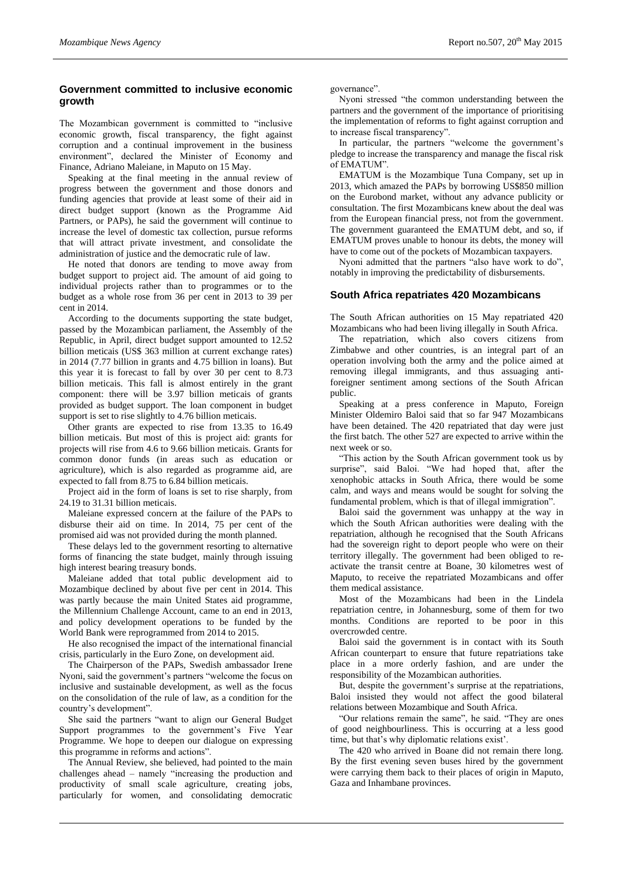## Government committed to inclusive economic growth

The Mozambican government is committed to "inclusive economic growth, fiscal transparency, the fight against corruption and a continual improvement in the business environment", declared the Minister of Economy and Finance, Adriano Maleiane, in Maputo on 15 May.

Speaking at the final meeting in the annual review of progress between the government and those donors and funding agencies that provide at least some of their aid in direct budget support (known as the Programme Aid Partners, or PAPs), he said the government will continue to increase the level of domestic tax collection, pursue reforms that will attract private investment, and consolidate the administration of justice and the democratic rule of law.

He noted that donors are tending to move away from budget support to project aid. The amount of aid going to individual projects rather than to programmes or to the budget as a whole rose from 36 per cent in 2013 to 39 per cent in 2014.

According to the documents supporting the state budget, passed by the Mozambican parliament, the Assembly of the Republic, in April, direct budget support amounted to 12.52 billion meticais (US$ 363 million at current exchange rates) in 2014 (7.77 billion in grants and 4.75 billion in loans). But this year it is forecast to fall by over 30 per cent to 8.73 billion meticais. This fall is almost entirely in the grant component: there will be 3.97 billion meticais of grants provided as budget support. The loan component in budget support is set to rise slightly to 4.76 billion meticais.

Other grants are expected to rise from 13.35 to 16.49 billion meticais. But most of this is project aid: grants for projects will rise from 4.6 to 9.66 billion meticais. Grants for common donor funds (in areas such as education or agriculture), which is also regarded as programme aid, are expected to fall from 8.75 to 6.84 billion meticais.

Project aid in the form of loans is set to rise sharply, from 24.19 to 31.31 billion meticais.

Maleiane expressed concern at the failure of the PAPs to disburse their aid on time. In 2014, 75 per cent of the promised aid was not provided during the month planned.

These delays led to the government resorting to alternative forms of financing the state budget, mainly through issuing high interest bearing treasury bonds.

Maleiane added that total public development aid to Mozambique declined by about five per cent in 2014. This was partly because the main United States aid programme, the Millennium Challenge Account, came to an end in 2013, and policy development operations to be funded by the World Bank were reprogrammed from 2014 to 2015.

He also recognised the impact of the international financial crisis, particularly in the Euro Zone, on development aid.

The Chairperson of the PAPs, Swedish ambassador Irene Nyoni, said the government's partners "welcome the focus on inclusive and sustainable development, as well as the focus on the consolidation of the rule of law, as a condition for the country's development".

She said the partners "want to align our General Budget Support programmes to the government's Five Year Programme. We hope to deepen our dialogue on expressing this programme in reforms and actions".

The Annual Review, she believed, had pointed to the main challenges ahead – namely "increasing the production and productivity of small scale agriculture, creating jobs, particularly for women, and consolidating democratic governance".

Nyoni stressed "the common understanding between the partners and the government of the importance of prioritising the implementation of reforms to fight against corruption and to increase fiscal transparency".

In particular, the partners "welcome the government's pledge to increase the transparency and manage the fiscal risk of EMATUM".

EMATUM is the Mozambique Tuna Company, set up in 2013, which amazed the PAPs by borrowing US$850 million on the Eurobond market, without any advance publicity or consultation. The first Mozambicans knew about the deal was from the European financial press, not from the government. The government guaranteed the EMATUM debt, and so, if EMATUM proves unable to honour its debts, the money will have to come out of the pockets of Mozambican taxpayers.

Nyoni admitted that the partners "also have work to do", notably in improving the predictability of disbursements.

## South Africa repatriates 420 Mozambicans

The South African authorities on 15 May repatriated 420 Mozambicans who had been living illegally in South Africa.

The repatriation, which also covers citizens from Zimbabwe and other countries, is an integral part of an operation involving both the army and the police aimed at removing illegal immigrants, and thus assuaging anti-foreigner sentiment among sections of the South African public.

Speaking at a press conference in Maputo, Foreign Minister Oldemiro Baloi said that so far 947 Mozambicans have been detained. The 420 repatriated that day were just the first batch. The other 527 are expected to arrive within the next week or so.

"This action by the South African government took us by surprise", said Baloi. "We had hoped that, after the xenophobic attacks in South Africa, there would be some calm, and ways and means would be sought for solving the fundamental problem, which is that of illegal immigration".

Baloi said the government was unhappy at the way in which the South African authorities were dealing with the repatriation, although he recognised that the South Africans had the sovereign right to deport people who were on their territory illegally. The government had been obliged to re-activate the transit centre at Boane, 30 kilometres west of Maputo, to receive the repatriated Mozambicans and offer them medical assistance.

Most of the Mozambicans had been in the Lindela repatriation centre, in Johannesburg, some of them for two months. Conditions are reported to be poor in this overcrowded centre.

Baloi said the government is in contact with its South African counterpart to ensure that future repatriations take place in a more orderly fashion, and are under the responsibility of the Mozambican authorities.

But, despite the government's surprise at the repatriations, Baloi insisted they would not affect the good bilateral relations between Mozambique and South Africa.

"Our relations remain the same", he said. "They are ones of good neighbourliness. This is occurring at a less good time, but that's why diplomatic relations exist'.

The 420 who arrived in Boane did not remain there long. By the first evening seven buses hired by the government were carrying them back to their places of origin in Maputo, Gaza and Inhambane provinces.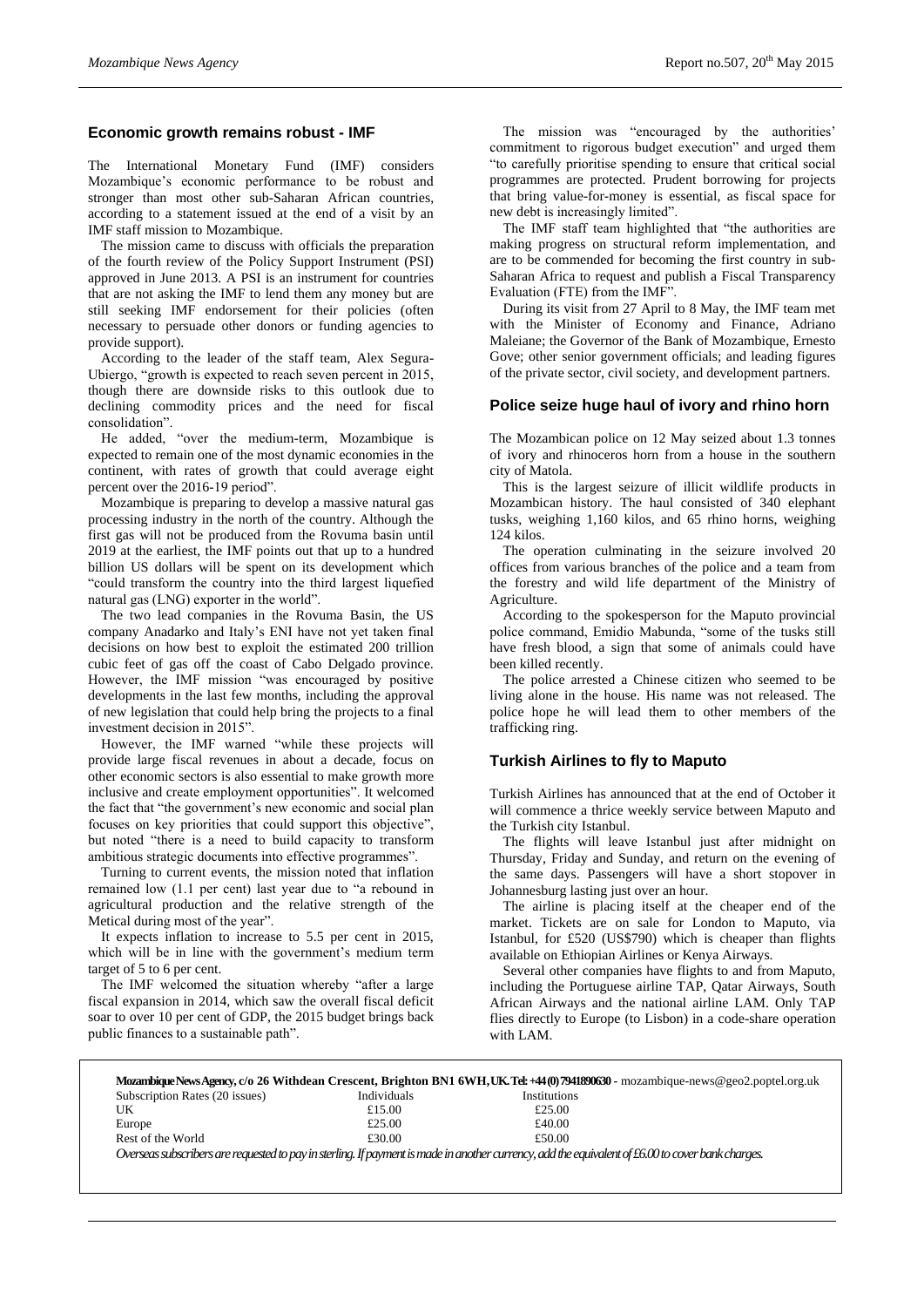## Economic growth remains robust - IMF

The International Monetary Fund (IMF) considers Mozambique's economic performance to be robust and stronger than most other sub-Saharan African countries, according to a statement issued at the end of a visit by an IMF staff mission to Mozambique.

The mission came to discuss with officials the preparation of the fourth review of the Policy Support Instrument (PSI) approved in June 2013. A PSI is an instrument for countries that are not asking the IMF to lend them any money but are still seeking IMF endorsement for their policies (often necessary to persuade other donors or funding agencies to provide support).

According to the leader of the staff team, Alex Segura-Ubiergo, "growth is expected to reach seven percent in 2015, though there are downside risks to this outlook due to declining commodity prices and the need for fiscal consolidation".

He added, "over the medium-term, Mozambique is expected to remain one of the most dynamic economies in the continent, with rates of growth that could average eight percent over the 2016-19 period".

Mozambique is preparing to develop a massive natural gas processing industry in the north of the country. Although the first gas will not be produced from the Rovuma basin until 2019 at the earliest, the IMF points out that up to a hundred billion US dollars will be spent on its development which "could transform the country into the third largest liquefied natural gas (LNG) exporter in the world".

The two lead companies in the Rovuma Basin, the US company Anadarko and Italy's ENI have not yet taken final decisions on how best to exploit the estimated 200 trillion cubic feet of gas off the coast of Cabo Delgado province. However, the IMF mission "was encouraged by positive developments in the last few months, including the approval of new legislation that could help bring the projects to a final investment decision in 2015".

However, the IMF warned "while these projects will provide large fiscal revenues in about a decade, focus on other economic sectors is also essential to make growth more inclusive and create employment opportunities". It welcomed the fact that "the government's new economic and social plan focuses on key priorities that could support this objective", but noted "there is a need to build capacity to transform ambitious strategic documents into effective programmes".

Turning to current events, the mission noted that inflation remained low (1.1 per cent) last year due to "a rebound in agricultural production and the relative strength of the Metical during most of the year".

It expects inflation to increase to 5.5 per cent in 2015, which will be in line with the government's medium term target of 5 to 6 per cent.

The IMF welcomed the situation whereby "after a large fiscal expansion in 2014, which saw the overall fiscal deficit soar to over 10 per cent of GDP, the 2015 budget brings back public finances to a sustainable path".

The mission was "encouraged by the authorities' commitment to rigorous budget execution" and urged them "to carefully prioritise spending to ensure that critical social programmes are protected. Prudent borrowing for projects that bring value-for-money is essential, as fiscal space for new debt is increasingly limited".

The IMF staff team highlighted that "the authorities are making progress on structural reform implementation, and are to be commended for becoming the first country in sub-Saharan Africa to request and publish a Fiscal Transparency Evaluation (FTE) from the IMF".

During its visit from 27 April to 8 May, the IMF team met with the Minister of Economy and Finance, Adriano Maleiane; the Governor of the Bank of Mozambique, Ernesto Gove; other senior government officials; and leading figures of the private sector, civil society, and development partners.

## Police seize huge haul of ivory and rhino horn

The Mozambican police on 12 May seized about 1.3 tonnes of ivory and rhinoceros horn from a house in the southern city of Matola.

This is the largest seizure of illicit wildlife products in Mozambican history. The haul consisted of 340 elephant tusks, weighing 1,160 kilos, and 65 rhino horns, weighing 124 kilos.

The operation culminating in the seizure involved 20 offices from various branches of the police and a team from the forestry and wild life department of the Ministry of Agriculture.

According to the spokesperson for the Maputo provincial police command, Emidio Mabunda, "some of the tusks still have fresh blood, a sign that some of animals could have been killed recently.

The police arrested a Chinese citizen who seemed to be living alone in the house. His name was not released. The police hope he will lead them to other members of the trafficking ring.

## Turkish Airlines to fly to Maputo

Turkish Airlines has announced that at the end of October it will commence a thrice weekly service between Maputo and the Turkish city Istanbul.

The flights will leave Istanbul just after midnight on Thursday, Friday and Sunday, and return on the evening of the same days. Passengers will have a short stopover in Johannesburg lasting just over an hour.

The airline is placing itself at the cheaper end of the market. Tickets are on sale for London to Maputo, via Istanbul, for £520 (US$790) which is cheaper than flights available on Ethiopian Airlines or Kenya Airways.

Several other companies have flights to and from Maputo, including the Portuguese airline TAP, Qatar Airways, South African Airways and the national airline LAM. Only TAP flies directly to Europe (to Lisbon) in a code-share operation with LAM.

**Mozambique News Agency, c/o 26 Withdean Crescent, Brighton BN1 6WH, UK. Tel: +44 (0) 7941890630** - mozambique-news@geo2.poptel.org.uk

| Subscription Rates (20 issues) | Individuals | Institutions |
|---|---|---|
| UK | £15.00 | £25.00 |
| Europe | £25.00 | £40.00 |
| Rest of the World | £30.00 | £50.00 |

*Overseas subscribers are requested to pay in sterling. If payment is made in another currency, add the equivalent of £6.00 to cover bank charges.*